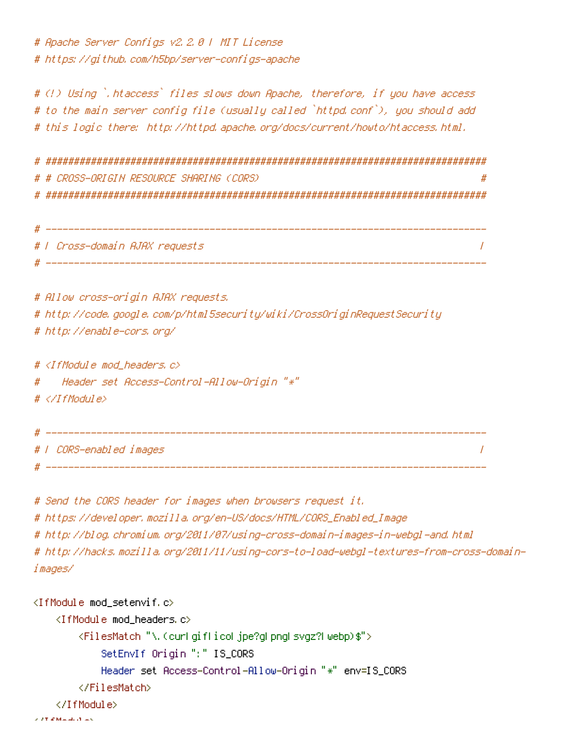```
# Apache Server Configs v2.2.0 | MIT License
# https://github.com/h5bp/server-configs-apache

# (!) Using `.htaccess` files slows down Apache, therefore, if you have access
# to the main server config file (usually called `httpd.conf`), you should add
# this logic there: http://httpd.apache.org/docs/current/howto/htaccess.html.

# ##############################################################################
# # CROSS-ORIGIN RESOURCE SHARING (CORS)                                       #
# ##############################################################################

# ------------------------------------------------------------------------------
# | Cross-domain AJAX requests                                                 |
# ------------------------------------------------------------------------------

# Allow cross-origin AJAX requests.
# http://code.google.com/p/html5security/wiki/CrossOriginRequestSecurity
# http://enable-cors.org/

# <IfModule mod_headers.c>
#    Header set Access-Control-Allow-Origin "*"
# </IfModule>

# ------------------------------------------------------------------------------
# | CORS-enabled images                                                        |
# ------------------------------------------------------------------------------

# Send the CORS header for images when browsers request it.
# https://developer.mozilla.org/en-US/docs/HTML/CORS_Enabled_Image
# http://blog.chromium.org/2011/07/using-cross-domain-images-in-webgl-and.html
# http://hacks.mozilla.org/2011/11/using-cors-to-load-webgl-textures-from-cross-domain-images/

<IfModule mod_setenvif.c>
    <IfModule mod_headers.c>
        <FilesMatch "\.(cur|gif|ico|jpe?g|png|svgz?|webp)$">
            SetEnvIf Origin ":" IS_CORS
            Header set Access-Control-Allow-Origin "*" env=IS_CORS
        </FilesMatch>
    </IfModule>
</IfModule>
```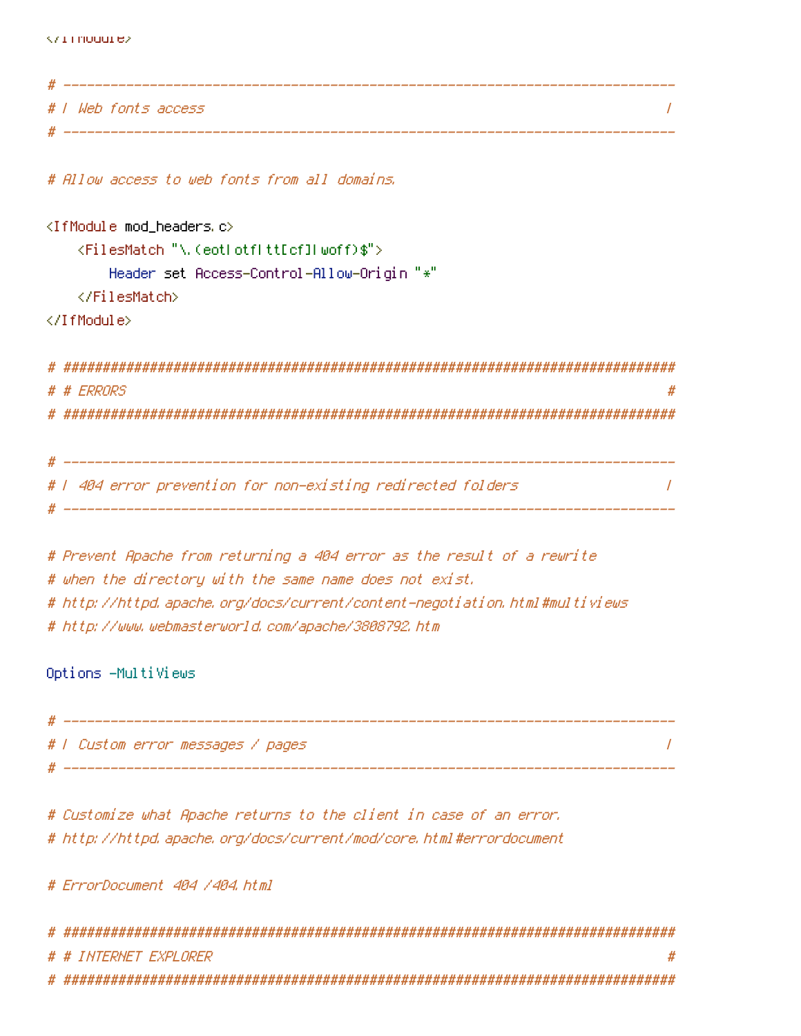```
</IfModule>

# ------------------------------------------------------------------------------
# | Web fonts access                                                           |
# ------------------------------------------------------------------------------

# Allow access to web fonts from all domains.

<IfModule mod_headers.c>
    <FilesMatch "\.(eot|otf|tt[cf]|woff)$">
        Header set Access-Control-Allow-Origin "*"
    </FilesMatch>
</IfModule>

# ##############################################################################
# # ERRORS                                                                     #
# ##############################################################################

# ------------------------------------------------------------------------------
# | 404 error prevention for non-existing redirected folders                   |
# ------------------------------------------------------------------------------

# Prevent Apache from returning a 404 error as the result of a rewrite
# when the directory with the same name does not exist.
# http://httpd.apache.org/docs/current/content-negotiation.html#multiviews
# http://www.webmasterworld.com/apache/3808792.htm

Options -MultiViews

# ------------------------------------------------------------------------------
# | Custom error messages / pages                                              |
# ------------------------------------------------------------------------------

# Customize what Apache returns to the client in case of an error.
# http://httpd.apache.org/docs/current/mod/core.html#errordocument

# ErrorDocument 404 /404.html

# ##############################################################################
# # INTERNET EXPLORER                                                          #
# ##############################################################################
```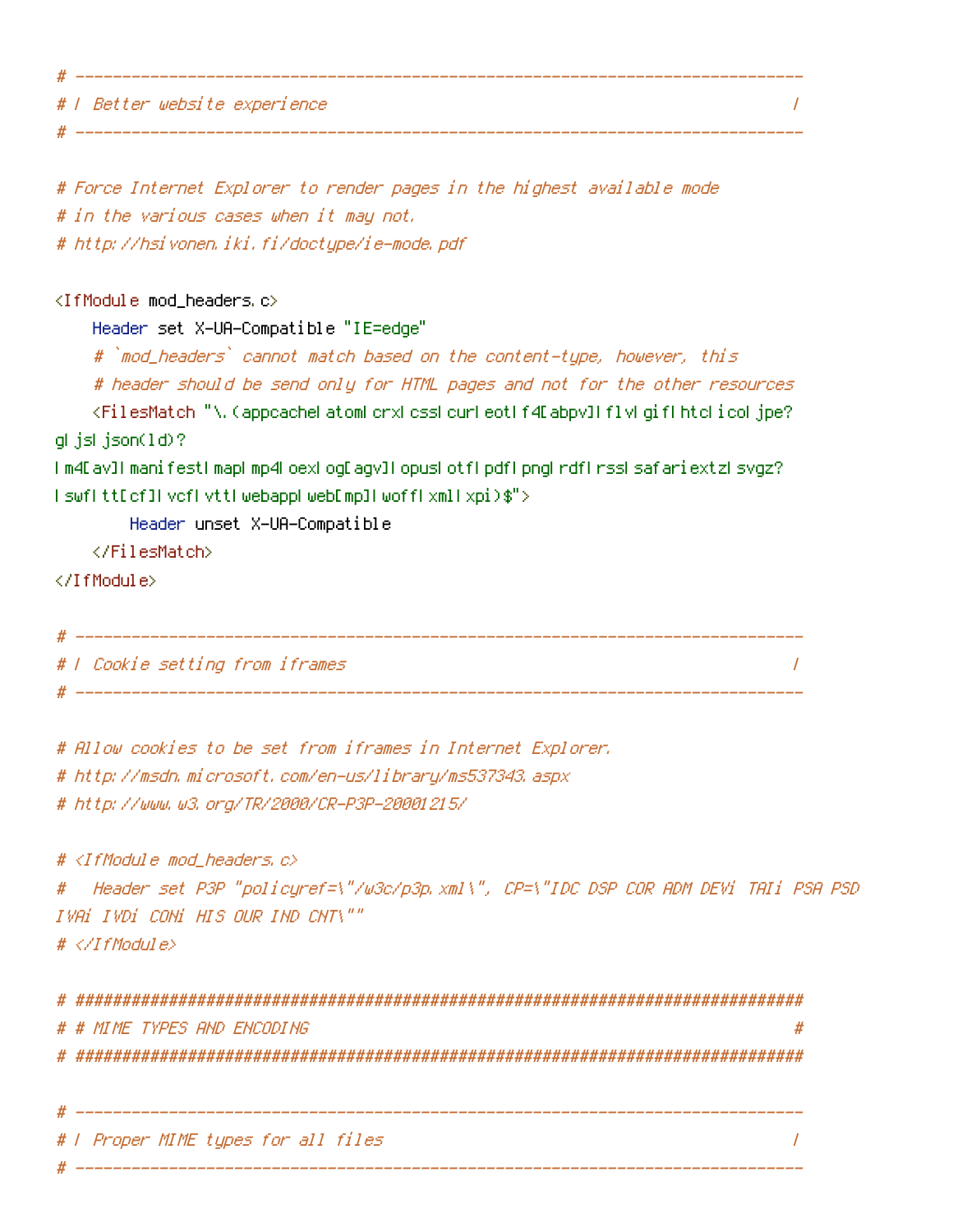```
# ------------------------------------------------------------------------------
# | Better website experience                                                  |
# ------------------------------------------------------------------------------

# Force Internet Explorer to render pages in the highest available mode
# in the various cases when it may not.
# http://hsivonen.iki.fi/doctype/ie-mode.pdf

<IfModule mod_headers.c>
    Header set X-UA-Compatible "IE=edge"
    # `mod_headers` cannot match based on the content-type, however, this
    # header should be send only for HTML pages and not for the other resources
    <FilesMatch "\.(appcache|atom|crx|css|cur|eot|f4[abpv]|flv|gif|htc|ico|jpe?
g|js|json(ld)?
|m4[av]|manifest|map|mp4|oex|og[agv]|opus|otf|pdf|png|rdf|rss|safariextz|svgz?
|swf|tt[cf]|vcf|vtt|webapp|web[mp]|woff|xml|xpi)$">
        Header unset X-UA-Compatible
    </FilesMatch>
</IfModule>

# ------------------------------------------------------------------------------
# | Cookie setting from iframes                                                |
# ------------------------------------------------------------------------------

# Allow cookies to be set from iframes in Internet Explorer.
# http://msdn.microsoft.com/en-us/library/ms537343.aspx
# http://www.w3.org/TR/2000/CR-P3P-20001215/

# <IfModule mod_headers.c>
#   Header set P3P "policyref=\"/w3c/p3p.xml\", CP=\"IDC DSP COR ADM DEVi TAIi PSA PSD
IVAi IVDi CONi HIS OUR IND CNT\""
# </IfModule>

# ##############################################################################
# # MIME TYPES AND ENCODING                                                    #
# ##############################################################################

# ------------------------------------------------------------------------------
# | Proper MIME types for all files                                            |
# ------------------------------------------------------------------------------
```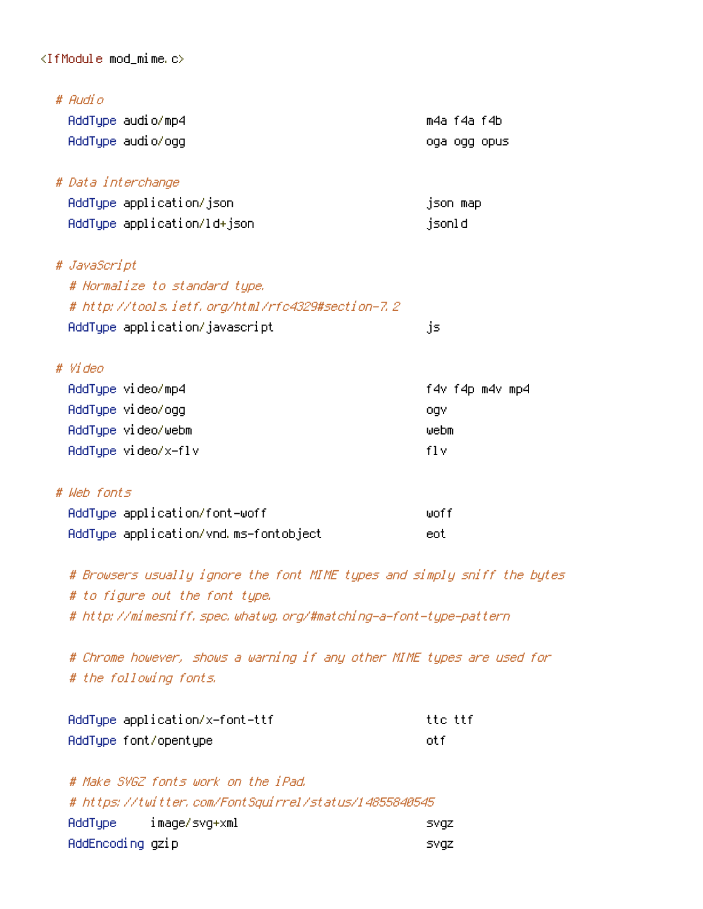```apache
<IfModule mod_mime.c>

  # Audio
    AddType audio/mp4                                   m4a f4a f4b
    AddType audio/ogg                                   oga ogg opus

  # Data interchange
    AddType application/json                            json map
    AddType application/ld+json                         jsonld

  # JavaScript
    # Normalize to standard type.
    # http://tools.ietf.org/html/rfc4329#section-7.2
    AddType application/javascript                      js

  # Video
    AddType video/mp4                                   f4v f4p m4v mp4
    AddType video/ogg                                   ogv
    AddType video/webm                                  webm
    AddType video/x-flv                                 flv

  # Web fonts
    AddType application/font-woff                       woff
    AddType application/vnd.ms-fontobject               eot

    # Browsers usually ignore the font MIME types and simply sniff the bytes
    # to figure out the font type.
    # http://mimesniff.spec.whatwg.org/#matching-a-font-type-pattern

    # Chrome however, shows a warning if any other MIME types are used for
    # the following fonts.

    AddType application/x-font-ttf                      ttc ttf
    AddType font/opentype                               otf

    # Make SVGZ fonts work on the iPad.
    # https://twitter.com/FontSquirrel/status/14855840545
    AddType     image/svg+xml                           svgz
    AddEncoding gzip                                    svgz
```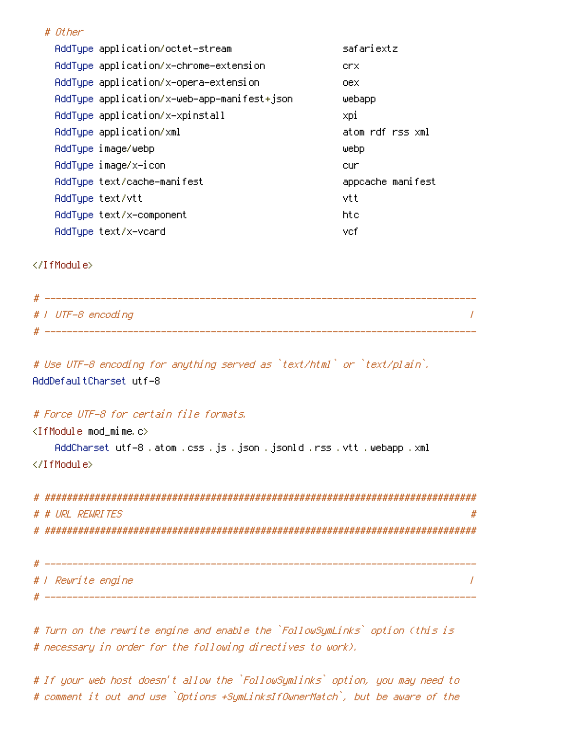```
    # Other
      AddType application/octet-stream                    safariextz
      AddType application/x-chrome-extension              crx
      AddType application/x-opera-extension               oex
      AddType application/x-web-app-manifest+json         webapp
      AddType application/x-xpinstall                     xpi
      AddType application/xml                             atom rdf rss xml
      AddType image/webp                                  webp
      AddType image/x-icon                                cur
      AddType text/cache-manifest                         appcache manifest
      AddType text/vtt                                    vtt
      AddType text/x-component                            htc
      AddType text/x-vcard                                vcf

</IfModule>

# ------------------------------------------------------------------------------
# | UTF-8 encoding                                                             |
# ------------------------------------------------------------------------------

# Use UTF-8 encoding for anything served as `text/html` or `text/plain`.
AddDefaultCharset utf-8

# Force UTF-8 for certain file formats.
<IfModule mod_mime.c>
    AddCharset utf-8 .atom .css .js .json .jsonld .rss .vtt .webapp .xml
</IfModule>

# ##############################################################################
# # URL REWRITES                                                               #
# ##############################################################################

# ------------------------------------------------------------------------------
# | Rewrite engine                                                             |
# ------------------------------------------------------------------------------

# Turn on the rewrite engine and enable the `FollowSymLinks` option (this is
# necessary in order for the following directives to work).

# If your web host doesn't allow the `FollowSymlinks` option, you may need to
# comment it out and use `Options +SymLinksIfOwnerMatch`, but be aware of the
```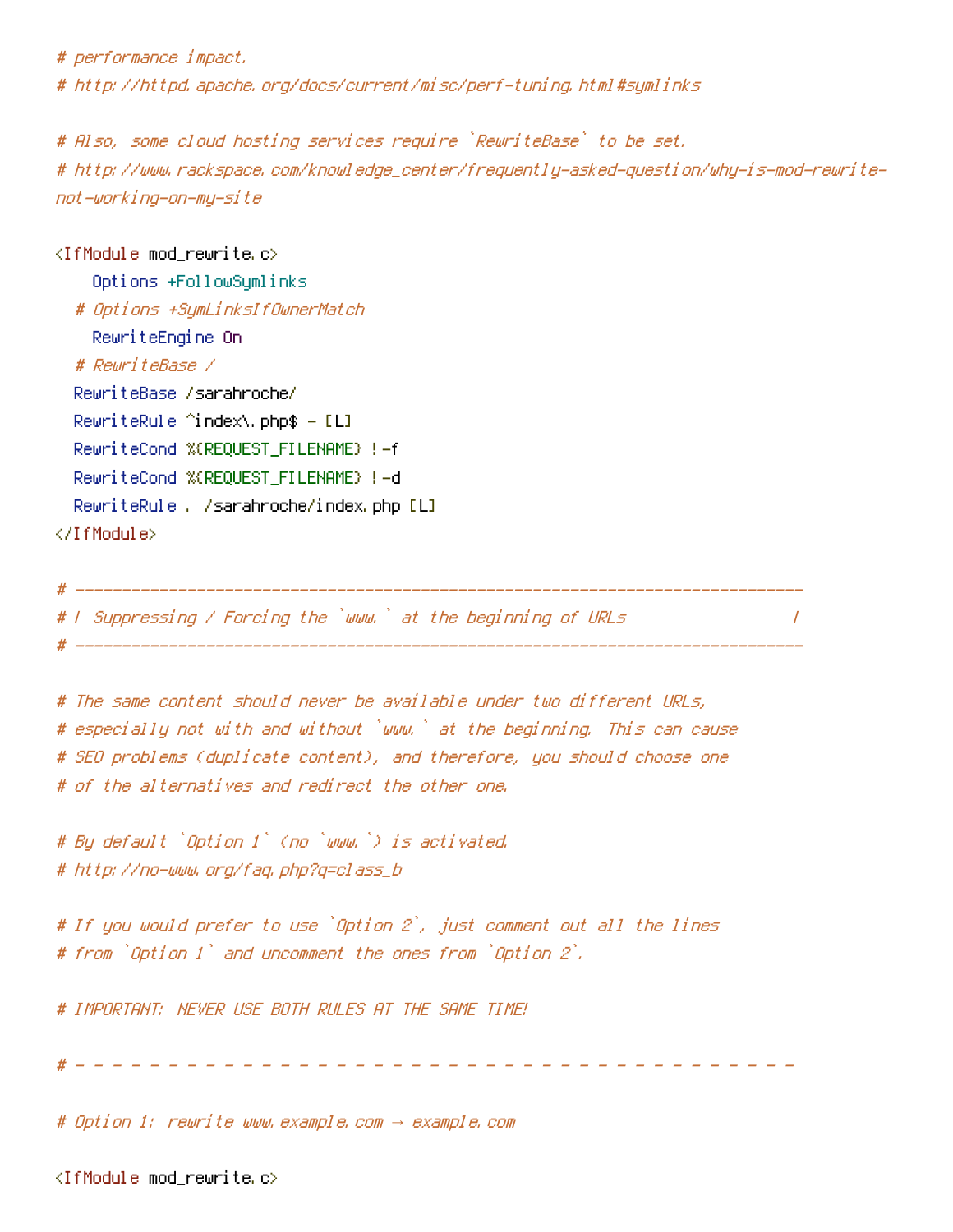```
# performance impact.
# http://httpd.apache.org/docs/current/misc/perf-tuning.html#symlinks

# Also, some cloud hosting services require `RewriteBase` to be set.
# http://www.rackspace.com/knowledge_center/frequently-asked-question/why-is-mod-rewrite-
not-working-on-my-site

<IfModule mod_rewrite.c>
    Options +FollowSymlinks
  # Options +SymLinksIfOwnerMatch
    RewriteEngine On
  # RewriteBase /
  RewriteBase /sarahroche/
  RewriteRule ^index\.php$ - [L]
  RewriteCond %{REQUEST_FILENAME} !-f
  RewriteCond %{REQUEST_FILENAME} !-d
  RewriteRule . /sarahroche/index.php [L]
</IfModule>

# ------------------------------------------------------------------------------
# | Suppressing / Forcing the `www.` at the beginning of URLs                  |
# ------------------------------------------------------------------------------

# The same content should never be available under two different URLs,
# especially not with and without `www.` at the beginning. This can cause
# SEO problems (duplicate content), and therefore, you should choose one
# of the alternatives and redirect the other one.

# By default `Option 1` (no `www.`) is activated.
# http://no-www.org/faq.php?q=class_b

# If you would prefer to use `Option 2`, just comment out all the lines
# from `Option 1` and uncomment the ones from `Option 2`.

# IMPORTANT: NEVER USE BOTH RULES AT THE SAME TIME!

# - - - - - - - - - - - - - - - - - - - - - - - - - - - - - - - - - - - - - - -

# Option 1: rewrite www.example.com → example.com

<IfModule mod_rewrite.c>
```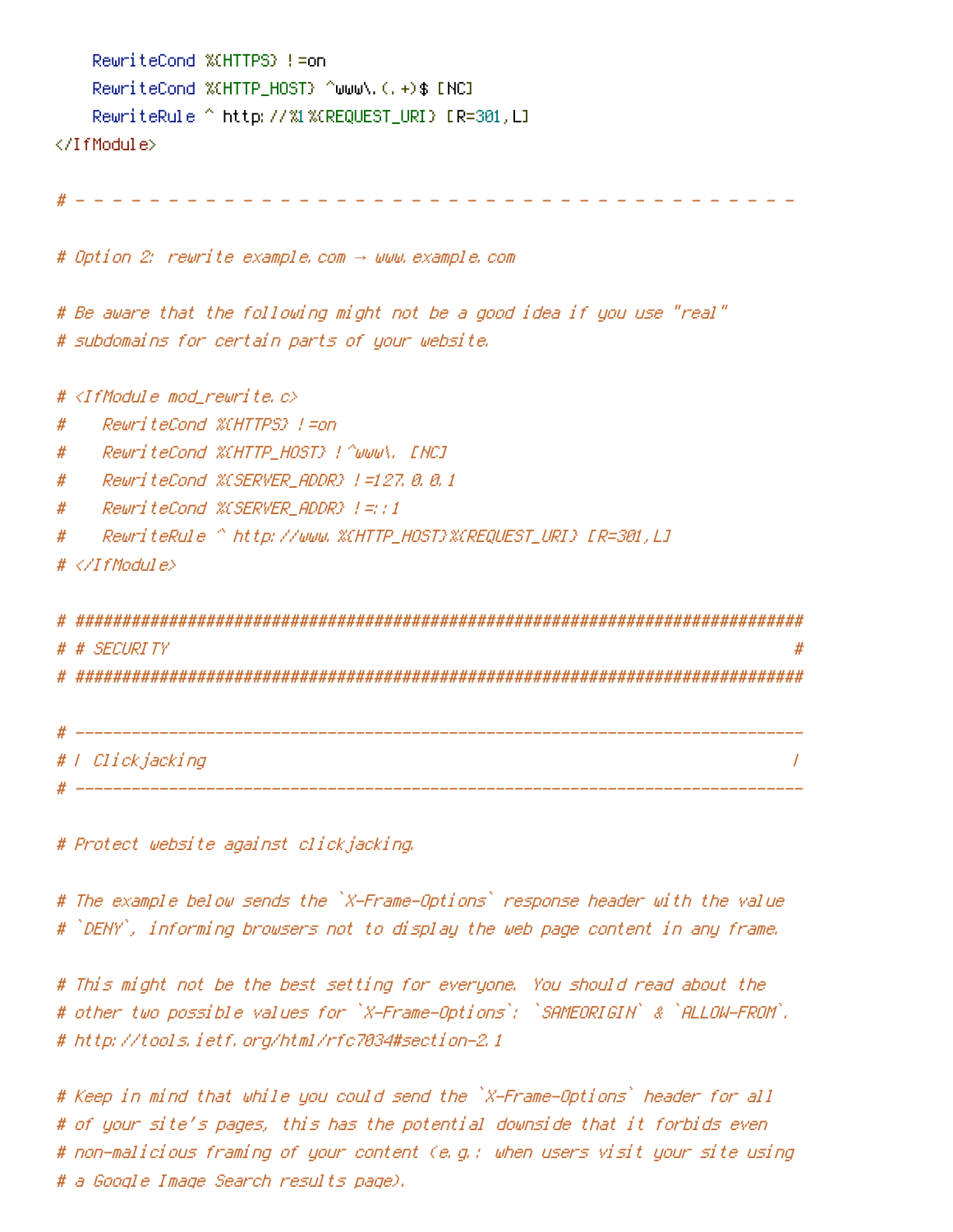```
    RewriteCond %{HTTPS} !=on
    RewriteCond %{HTTP_HOST} ^www\.(.+)$ [NC]
    RewriteRule ^ http://%1%{REQUEST_URI} [R=301,L]
</IfModule>

# - - - - - - - - - - - - - - - - - - - - - - - - - - - - - - - - - - - - - -

# Option 2: rewrite example.com → www.example.com

# Be aware that the following might not be a good idea if you use "real"
# subdomains for certain parts of your website.

# <IfModule mod_rewrite.c>
#    RewriteCond %{HTTPS} !=on
#    RewriteCond %{HTTP_HOST} !^www\. [NC]
#    RewriteCond %{SERVER_ADDR} !=127.0.0.1
#    RewriteCond %{SERVER_ADDR} !=::1
#    RewriteRule ^ http://www.%{HTTP_HOST}%{REQUEST_URI} [R=301,L]
# </IfModule>

# ##############################################################################
# # SECURITY                                                                   #
# ##############################################################################

# ------------------------------------------------------------------------------
# | Clickjacking                                                               |
# ------------------------------------------------------------------------------

# Protect website against clickjacking.

# The example below sends the `X-Frame-Options` response header with the value
# `DENY`, informing browsers not to display the web page content in any frame.

# This might not be the best setting for everyone. You should read about the
# other two possible values for `X-Frame-Options`: `SAMEORIGIN` & `ALLOW-FROM`.
# http://tools.ietf.org/html/rfc7034#section-2.1

# Keep in mind that while you could send the `X-Frame-Options` header for all
# of your site's pages, this has the potential downside that it forbids even
# non-malicious framing of your content (e.g.: when users visit your site using
# a Google Image Search results page).
```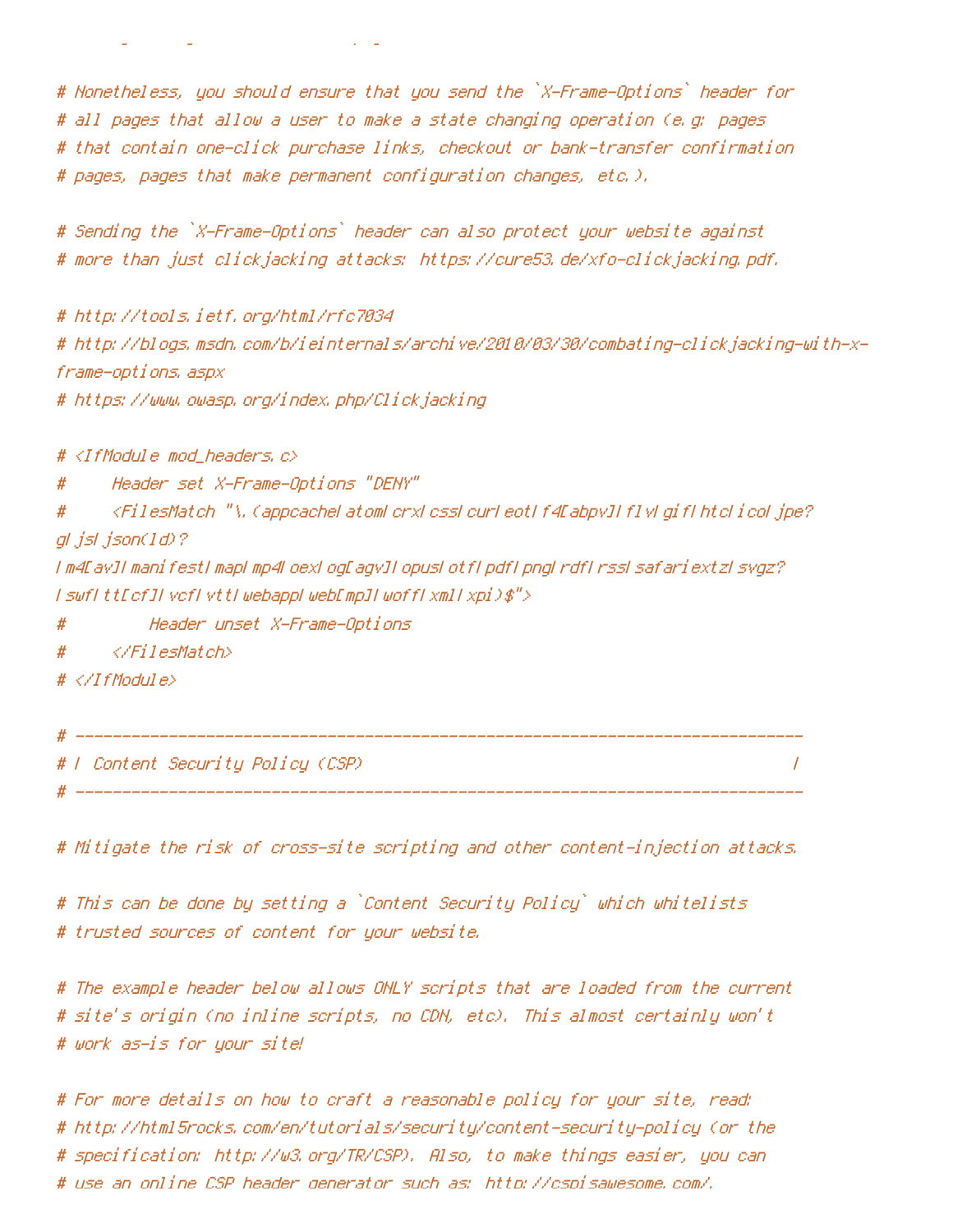```
# Nonetheless, you should ensure that you send the `X-Frame-Options` header for
# all pages that allow a user to make a state changing operation (e.g: pages
# that contain one-click purchase links, checkout or bank-transfer confirmation
# pages, pages that make permanent configuration changes, etc.).

# Sending the `X-Frame-Options` header can also protect your website against
# more than just clickjacking attacks: https://cure53.de/xfo-clickjacking.pdf.

# http://tools.ietf.org/html/rfc7034
# http://blogs.msdn.com/b/ieinternals/archive/2010/03/30/combating-clickjacking-with-x-
frame-options.aspx
# https://www.owasp.org/index.php/Clickjacking

# <IfModule mod_headers.c>
#     Header set X-Frame-Options "DENY"
#     <FilesMatch "\.(appcache|atom|crx|css|cur|eot|f4[abpv]|flv|gif|htc|ico|jpe?
g|js|json(ld)?
|m4[av]|manifest|map|mp4|oex|og[agv]|opus|otf|pdf|png|rdf|rss|safariextz|svgz?
|swf|tt[cf]|vcf|vtt|webapp|web[mp]|woff|xml|xpi)$">
#         Header unset X-Frame-Options
#     </FilesMatch>
# </IfModule>

# ------------------------------------------------------------------------------
# | Content Security Policy (CSP)                                              |
# ------------------------------------------------------------------------------

# Mitigate the risk of cross-site scripting and other content-injection attacks.

# This can be done by setting a `Content Security Policy` which whitelists
# trusted sources of content for your website.

# The example header below allows ONLY scripts that are loaded from the current
# site's origin (no inline scripts, no CDN, etc). This almost certainly won't
# work as-is for your site!

# For more details on how to craft a reasonable policy for your site, read:
# http://html5rocks.com/en/tutorials/security/content-security-policy (or the
# specification: http://w3.org/TR/CSP). Also, to make things easier, you can
# use an online CSP header generator such as: http://cspisawesome.com/.
```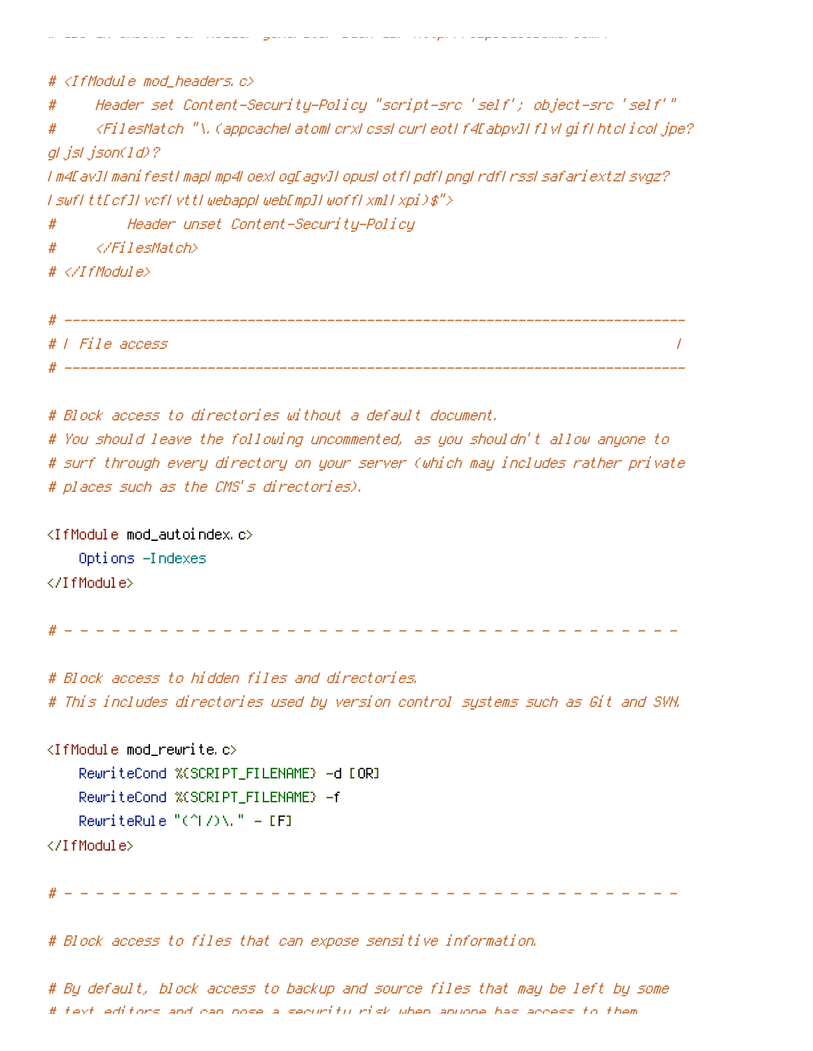```
# <IfModule mod_headers.c>
#     Header set Content-Security-Policy "script-src 'self'; object-src 'self'"
#     <FilesMatch "\.(appcache|atom|crx|css|cur|eot|f4[abpv]|flv|gif|htc|ico|jpe?g|js|json(ld)?
|m4[av]|manifest|map|mp4|oex|og[agv]|opus|otf|pdf|png|rdf|rss|safariextz|svgz?
|swf|tt[cf]|vcf|vtt|webapp|web[mp]|woff|xml|xpi)$">
#         Header unset Content-Security-Policy
#     </FilesMatch>
# </IfModule>

# ------------------------------------------------------------------------------
# | File access                                                                |
# ------------------------------------------------------------------------------

# Block access to directories without a default document.
# You should leave the following uncommented, as you shouldn't allow anyone to
# surf through every directory on your server (which may includes rather private
# places such as the CMS's directories).

<IfModule mod_autoindex.c>
    Options -Indexes
</IfModule>

# - - - - - - - - - - - - - - - - - - - - - - - - - - - - - - - - - - - - - - -

# Block access to hidden files and directories.
# This includes directories used by version control systems such as Git and SVN.

<IfModule mod_rewrite.c>
    RewriteCond %{SCRIPT_FILENAME} -d [OR]
    RewriteCond %{SCRIPT_FILENAME} -f
    RewriteRule "(^|/)\." - [F]
</IfModule>

# - - - - - - - - - - - - - - - - - - - - - - - - - - - - - - - - - - - - - - -

# Block access to files that can expose sensitive information.

# By default, block access to backup and source files that may be left by some
# text editors and can pose a security risk when anyone has access to them.
```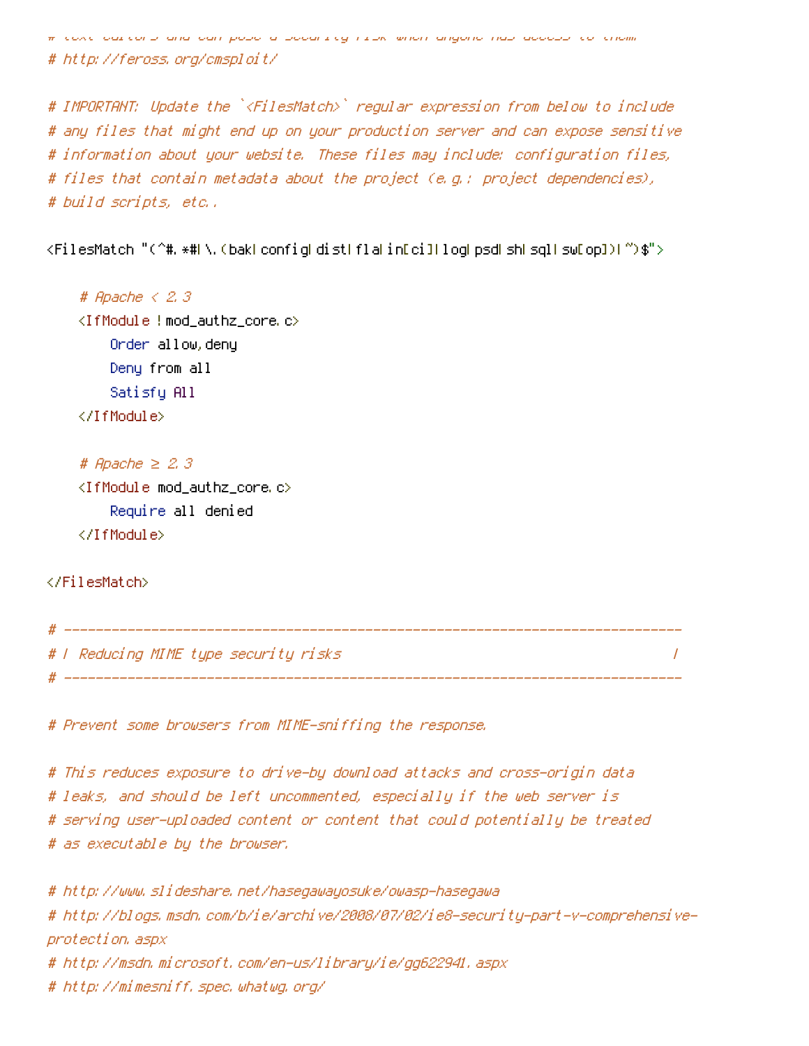```
# text editors and can pose a security risk when anyone has access to them.
# http://feross.org/cmsploit/

# IMPORTANT: Update the `<FilesMatch>` regular expression from below to include
# any files that might end up on your production server and can expose sensitive
# information about your website. These files may include: configuration files,
# files that contain metadata about the project (e.g.: project dependencies),
# build scripts, etc..

<FilesMatch "(^#.*#|\.(bak|config|dist|fla|in[ci]|log|psd|sh|sql|sw[op])|~)$">

    # Apache < 2.3
    <IfModule !mod_authz_core.c>
        Order allow,deny
        Deny from all
        Satisfy All
    </IfModule>

    # Apache ≥ 2.3
    <IfModule mod_authz_core.c>
        Require all denied
    </IfModule>

</FilesMatch>

# ------------------------------------------------------------------------------
# | Reducing MIME type security risks                                          |
# ------------------------------------------------------------------------------

# Prevent some browsers from MIME-sniffing the response.

# This reduces exposure to drive-by download attacks and cross-origin data
# leaks, and should be left uncommented, especially if the web server is
# serving user-uploaded content or content that could potentially be treated
# as executable by the browser.

# http://www.slideshare.net/hasegawayosuke/owasp-hasegawa
# http://blogs.msdn.com/b/ie/archive/2008/07/02/ie8-security-part-v-comprehensive-protection.aspx
# http://msdn.microsoft.com/en-us/library/ie/gg622941.aspx
# http://mimesniff.spec.whatwg.org/
```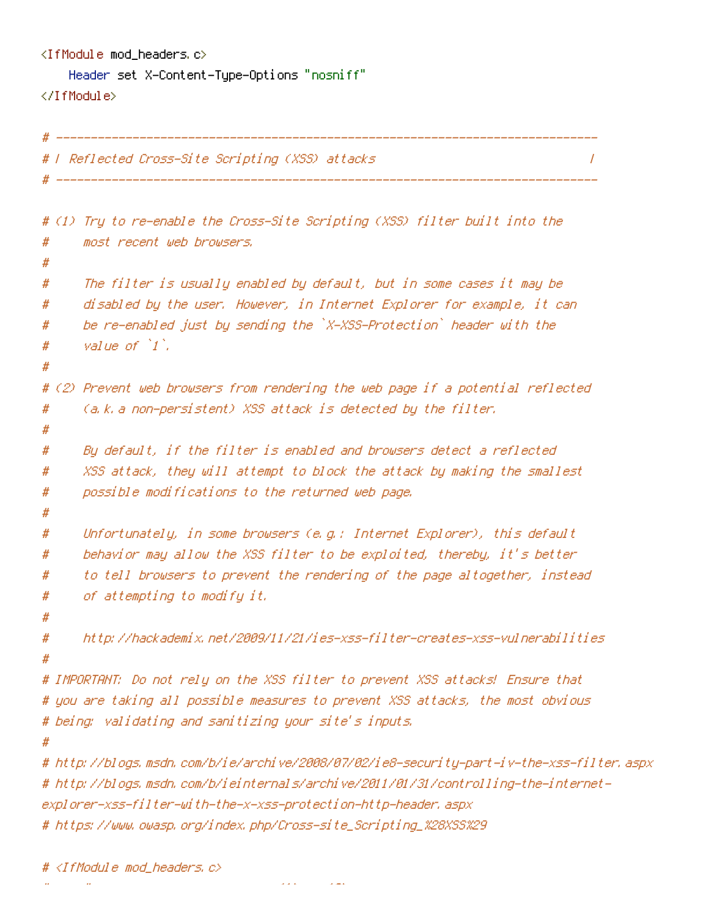```
<IfModule mod_headers.c>
    Header set X-Content-Type-Options "nosniff"
</IfModule>

# ------------------------------------------------------------------------------
# | Reflected Cross-Site Scripting (XSS) attacks                               |
# ------------------------------------------------------------------------------

# (1) Try to re-enable the Cross-Site Scripting (XSS) filter built into the
#     most recent web browsers.
#
#     The filter is usually enabled by default, but in some cases it may be
#     disabled by the user. However, in Internet Explorer for example, it can
#     be re-enabled just by sending the `X-XSS-Protection` header with the
#     value of `1`.
#
# (2) Prevent web browsers from rendering the web page if a potential reflected
#     (a.k.a non-persistent) XSS attack is detected by the filter.
#
#     By default, if the filter is enabled and browsers detect a reflected
#     XSS attack, they will attempt to block the attack by making the smallest
#     possible modifications to the returned web page.
#
#     Unfortunately, in some browsers (e.g.: Internet Explorer), this default
#     behavior may allow the XSS filter to be exploited, thereby, it's better
#     to tell browsers to prevent the rendering of the page altogether, instead
#     of attempting to modify it.
#
#     http://hackademix.net/2009/11/21/ies-xss-filter-creates-xss-vulnerabilities
#
# IMPORTANT: Do not rely on the XSS filter to prevent XSS attacks! Ensure that
# you are taking all possible measures to prevent XSS attacks, the most obvious
# being: validating and sanitizing your site's inputs.
#
# http://blogs.msdn.com/b/ie/archive/2008/07/02/ie8-security-part-iv-the-xss-filter.aspx
# http://blogs.msdn.com/b/ieinternals/archive/2011/01/31/controlling-the-internet-explorer-xss-filter-with-the-x-xss-protection-http-header.aspx
# https://www.owasp.org/index.php/Cross-site_Scripting_%28XSS%29

# <IfModule mod_headers.c>
```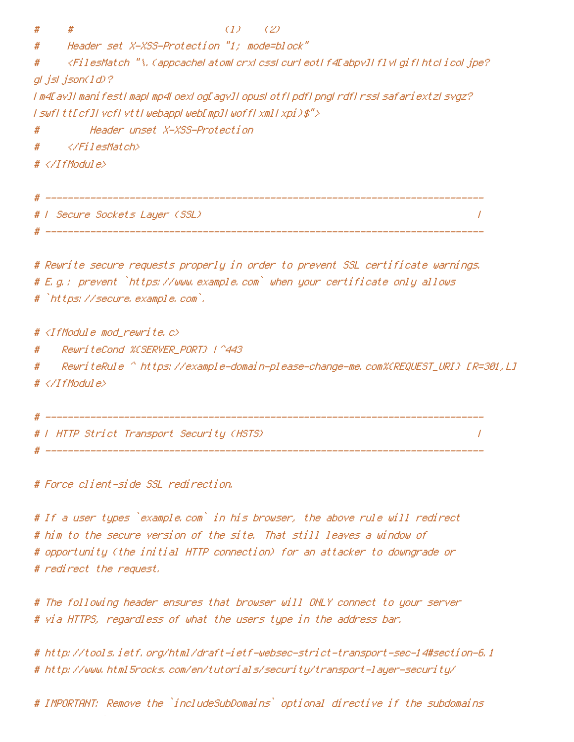```
#     #                            (1)    (2)
#     Header set X-XSS-Protection "1; mode=block"
#     <FilesMatch "\.(appcache|atom|crx|css|cur|eot|f4[abpv]|flv|gif|htc|ico|jpe?
g|js|json(ld)?
|m4[av]|manifest|map|mp4|oex|og[agv]|opus|otf|pdf|png|rdf|rss|safariextz|svgz?
|swf|tt[cf]|vcf|vtt|webapp|web[mp]|woff|xml|xpi)$">
#         Header unset X-XSS-Protection
#     </FilesMatch>
# </IfModule>

# ------------------------------------------------------------------------------
# | Secure Sockets Layer (SSL)                                                 |
# ------------------------------------------------------------------------------

# Rewrite secure requests properly in order to prevent SSL certificate warnings.
# E.g.: prevent `https://www.example.com` when your certificate only allows
# `https://secure.example.com`.

# <IfModule mod_rewrite.c>
#    RewriteCond %{SERVER_PORT} !^443
#    RewriteRule ^ https://example-domain-please-change-me.com%{REQUEST_URI} [R=301,L]
# </IfModule>

# ------------------------------------------------------------------------------
# | HTTP Strict Transport Security (HSTS)                                      |
# ------------------------------------------------------------------------------

# Force client-side SSL redirection.

# If a user types `example.com` in his browser, the above rule will redirect
# him to the secure version of the site. That still leaves a window of
# opportunity (the initial HTTP connection) for an attacker to downgrade or
# redirect the request.

# The following header ensures that browser will ONLY connect to your server
# via HTTPS, regardless of what the users type in the address bar.

# http://tools.ietf.org/html/draft-ietf-websec-strict-transport-sec-14#section-6.1
# http://www.html5rocks.com/en/tutorials/security/transport-layer-security/

# IMPORTANT: Remove the `includeSubDomains` optional directive if the subdomains
```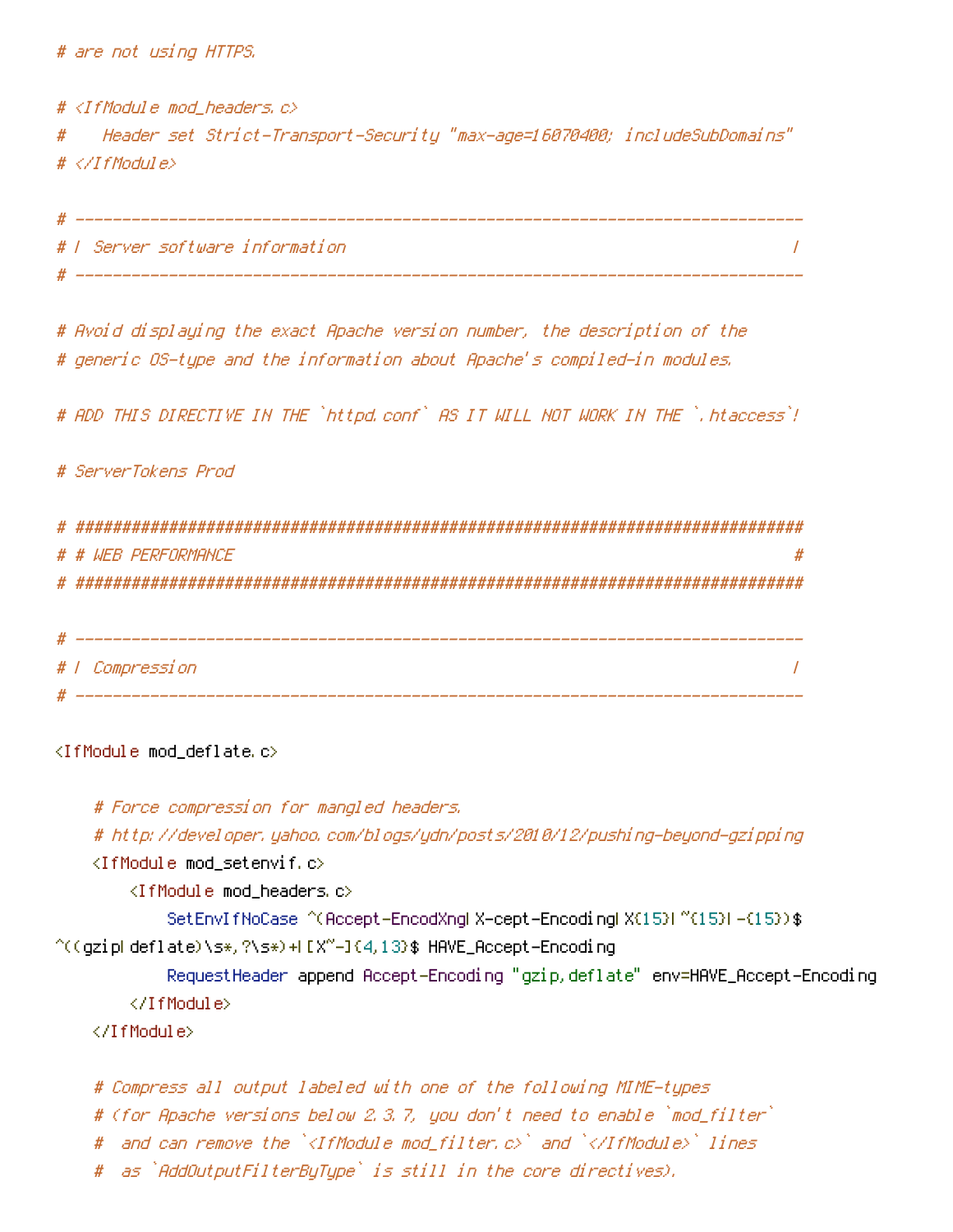```
# are not using HTTPS.

# <IfModule mod_headers.c>
#    Header set Strict-Transport-Security "max-age=16070400; includeSubDomains"
# </IfModule>

# ------------------------------------------------------------------------------
# | Server software information                                                |
# ------------------------------------------------------------------------------

# Avoid displaying the exact Apache version number, the description of the
# generic OS-type and the information about Apache's compiled-in modules.

# ADD THIS DIRECTIVE IN THE `httpd.conf` AS IT WILL NOT WORK IN THE `.htaccess`!

# ServerTokens Prod

# ##############################################################################
# # WEB PERFORMANCE                                                            #
# ##############################################################################

# ------------------------------------------------------------------------------
# | Compression                                                                |
# ------------------------------------------------------------------------------

<IfModule mod_deflate.c>

    # Force compression for mangled headers.
    # http://developer.yahoo.com/blogs/ydn/posts/2010/12/pushing-beyond-gzipping
    <IfModule mod_setenvif.c>
        <IfModule mod_headers.c>
            SetEnvIfNoCase ^(Accept-EncodXng|X-cept-Encoding|X{15}|~{15}|-{15})$
^((gzip|deflate)\s*,?\s*)+|[X~-]{4,13}$ HAVE_Accept-Encoding
            RequestHeader append Accept-Encoding "gzip,deflate" env=HAVE_Accept-Encoding
        </IfModule>
    </IfModule>

    # Compress all output labeled with one of the following MIME-types
    # (for Apache versions below 2.3.7, you don't need to enable `mod_filter`
    #  and can remove the `<IfModule mod_filter.c>` and `</IfModule>` lines
    #  as `AddOutputFilterByType` is still in the core directives).
```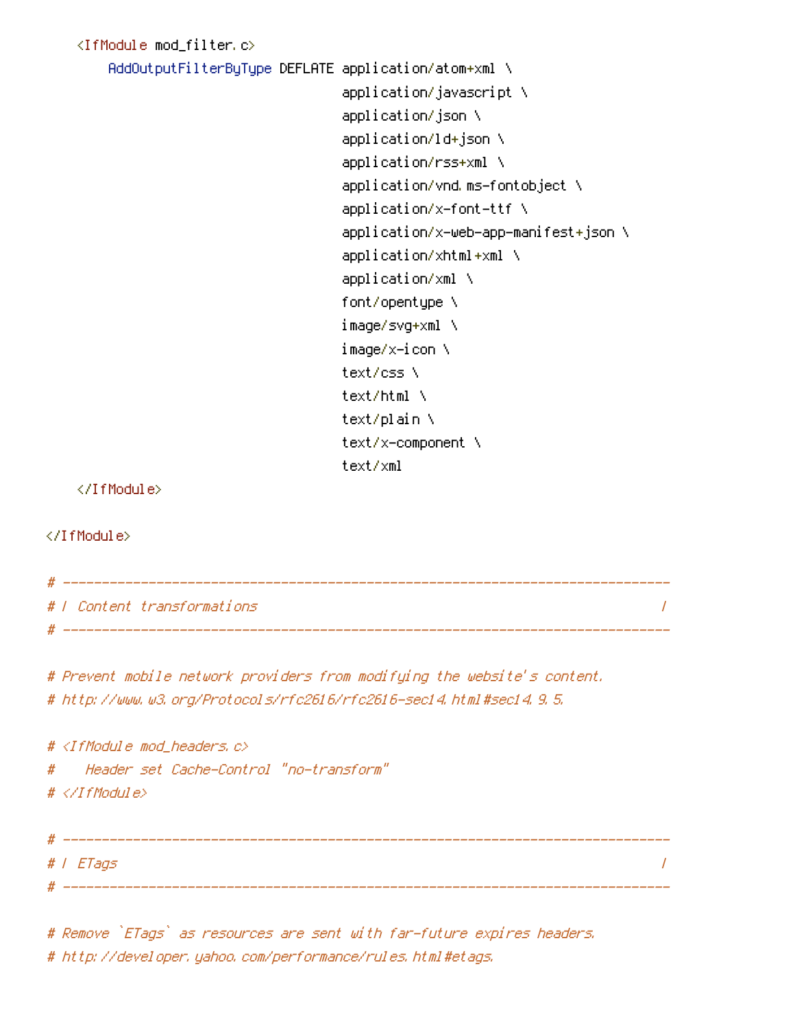```
    <IfModule mod_filter.c>
        AddOutputFilterByType DEFLATE application/atom+xml \
                                      application/javascript \
                                      application/json \
                                      application/ld+json \
                                      application/rss+xml \
                                      application/vnd.ms-fontobject \
                                      application/x-font-ttf \
                                      application/x-web-app-manifest+json \
                                      application/xhtml+xml \
                                      application/xml \
                                      font/opentype \
                                      image/svg+xml \
                                      image/x-icon \
                                      text/css \
                                      text/html \
                                      text/plain \
                                      text/x-component \
                                      text/xml
    </IfModule>

</IfModule>

# ------------------------------------------------------------------------------
# | Content transformations                                                    |
# ------------------------------------------------------------------------------

# Prevent mobile network providers from modifying the website's content.
# http://www.w3.org/Protocols/rfc2616/rfc2616-sec14.html#sec14.9.5.

# <IfModule mod_headers.c>
#    Header set Cache-Control "no-transform"
# </IfModule>

# ------------------------------------------------------------------------------
# | ETags                                                                      |
# ------------------------------------------------------------------------------

# Remove `ETags` as resources are sent with far-future expires headers.
# http://developer.yahoo.com/performance/rules.html#etags.
```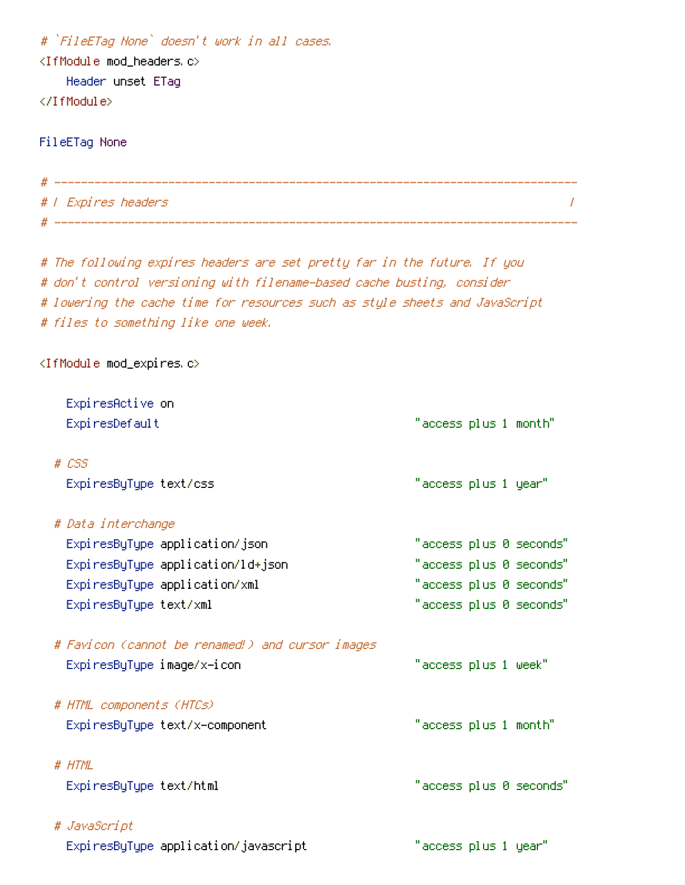```
# `FileETag None` doesn't work in all cases.
<IfModule mod_headers.c>
    Header unset ETag
</IfModule>

FileETag None

# ------------------------------------------------------------------------------
# | Expires headers                                                            |
# ------------------------------------------------------------------------------

# The following expires headers are set pretty far in the future. If you
# don't control versioning with filename-based cache busting, consider
# lowering the cache time for resources such as style sheets and JavaScript
# files to something like one week.

<IfModule mod_expires.c>

    ExpiresActive on
    ExpiresDefault                                      "access plus 1 month"

  # CSS
    ExpiresByType text/css                              "access plus 1 year"

  # Data interchange
    ExpiresByType application/json                      "access plus 0 seconds"
    ExpiresByType application/ld+json                   "access plus 0 seconds"
    ExpiresByType application/xml                       "access plus 0 seconds"
    ExpiresByType text/xml                              "access plus 0 seconds"

  # Favicon (cannot be renamed!) and cursor images
    ExpiresByType image/x-icon                          "access plus 1 week"

  # HTML components (HTCs)
    ExpiresByType text/x-component                      "access plus 1 month"

  # HTML
    ExpiresByType text/html                             "access plus 0 seconds"

  # JavaScript
    ExpiresByType application/javascript                "access plus 1 year"
```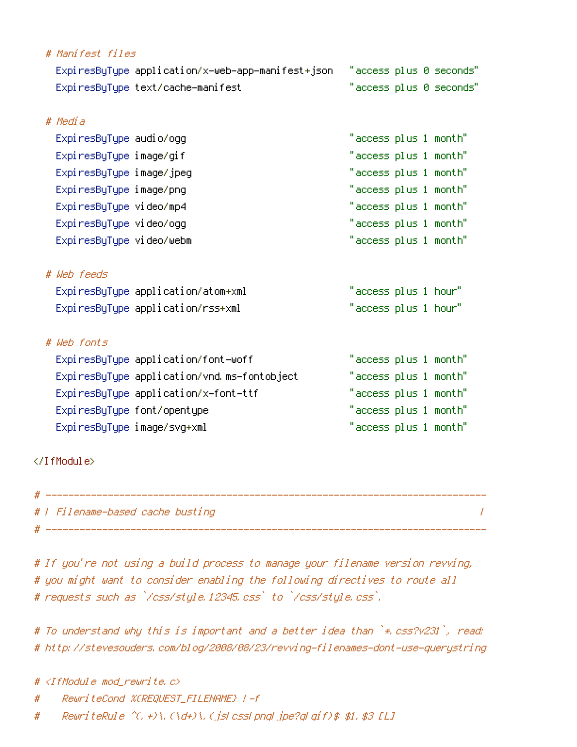```
    # Manifest files
      ExpiresByType application/x-web-app-manifest+json   "access plus 0 seconds"
      ExpiresByType text/cache-manifest                   "access plus 0 seconds"

    # Media
      ExpiresByType audio/ogg                             "access plus 1 month"
      ExpiresByType image/gif                             "access plus 1 month"
      ExpiresByType image/jpeg                            "access plus 1 month"
      ExpiresByType image/png                             "access plus 1 month"
      ExpiresByType video/mp4                             "access plus 1 month"
      ExpiresByType video/ogg                             "access plus 1 month"
      ExpiresByType video/webm                            "access plus 1 month"

    # Web feeds
      ExpiresByType application/atom+xml                  "access plus 1 hour"
      ExpiresByType application/rss+xml                   "access plus 1 hour"

    # Web fonts
      ExpiresByType application/font-woff                 "access plus 1 month"
      ExpiresByType application/vnd.ms-fontobject         "access plus 1 month"
      ExpiresByType application/x-font-ttf                "access plus 1 month"
      ExpiresByType font/opentype                         "access plus 1 month"
      ExpiresByType image/svg+xml                         "access plus 1 month"

</IfModule>

# ------------------------------------------------------------------------------
# | Filename-based cache busting                                               |
# ------------------------------------------------------------------------------

# If you're not using a build process to manage your filename version revving,
# you might want to consider enabling the following directives to route all
# requests such as `/css/style.12345.css` to `/css/style.css`.

# To understand why this is important and a better idea than `*.css?v231`, read:
# http://stevesouders.com/blog/2008/08/23/revving-filenames-dont-use-querystring

# <IfModule mod_rewrite.c>
#     RewriteCond %{REQUEST_FILENAME} !-f
#     RewriteRule ^(.+)\.(\d+)\.(js|css|png|jpe?g|gif)$ $1.$3 [L]
```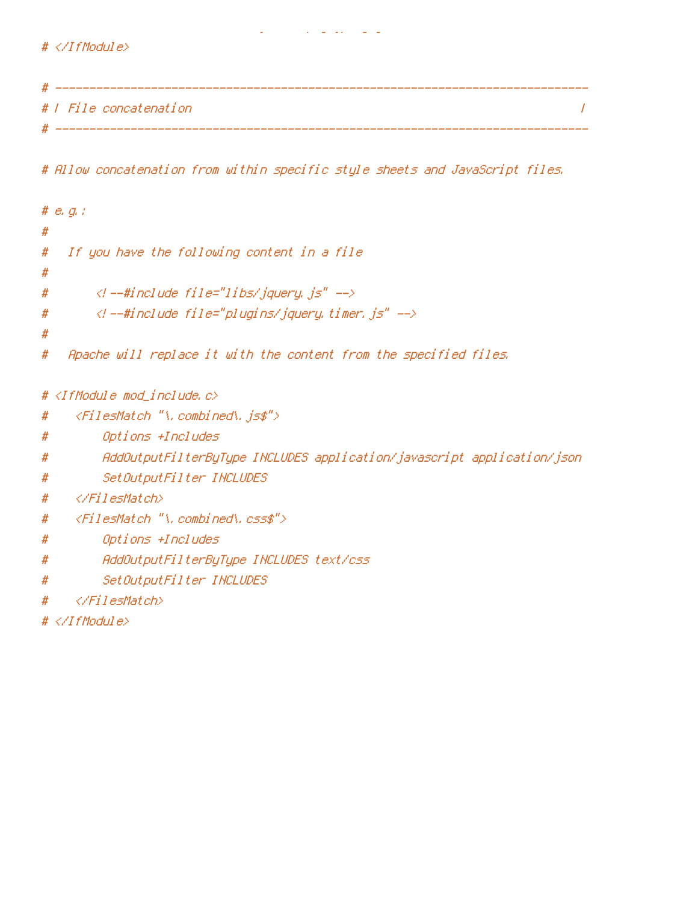```
# </IfModule>

# ------------------------------------------------------------------------------
# | File concatenation                                                         |
# ------------------------------------------------------------------------------

# Allow concatenation from within specific style sheets and JavaScript files.

# e.g.:
#
#   If you have the following content in a file
#
#       <!--#include file="libs/jquery.js" -->
#       <!--#include file="plugins/jquery.timer.js" -->
#
#   Apache will replace it with the content from the specified files.

# <IfModule mod_include.c>
#     <FilesMatch "\.combined\.js$">
#         Options +Includes
#         AddOutputFilterByType INCLUDES application/javascript application/json
#         SetOutputFilter INCLUDES
#     </FilesMatch>
#     <FilesMatch "\.combined\.css$">
#         Options +Includes
#         AddOutputFilterByType INCLUDES text/css
#         SetOutputFilter INCLUDES
#     </FilesMatch>
# </IfModule>
```